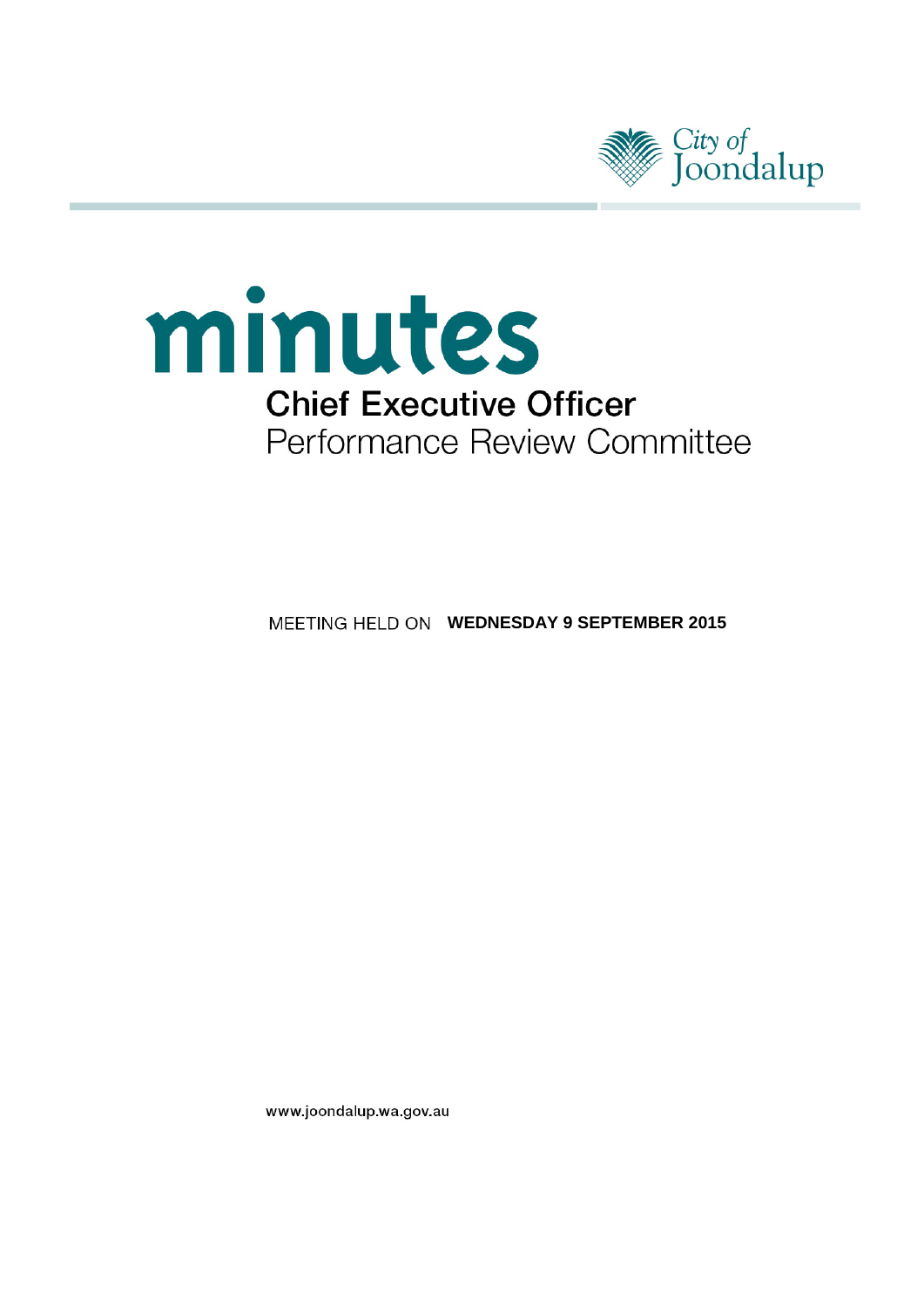City of Joondalup

# minutes

## Chief Executive Officer

Performance Review Committee

MEETING HELD ON **WEDNESDAY 9 SEPTEMBER 2015**

www.joondalup.wa.gov.au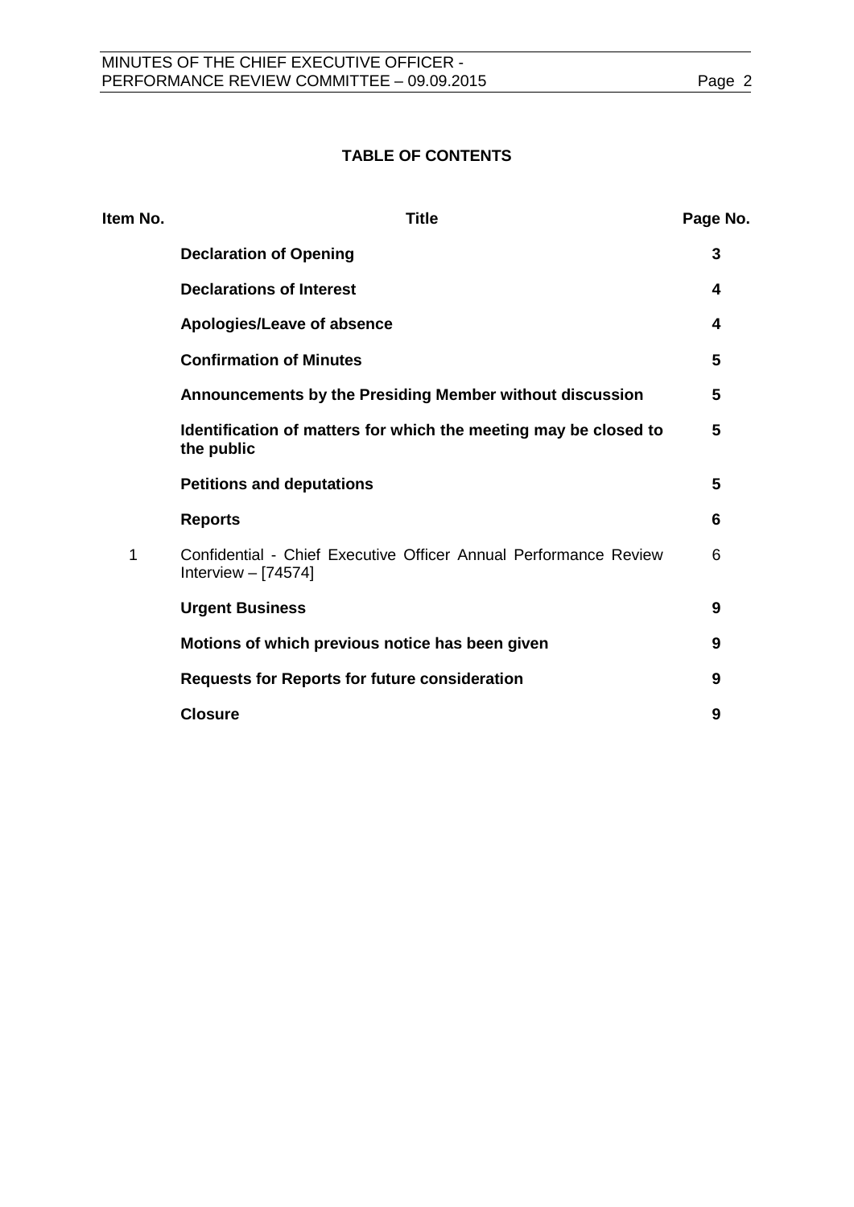## TABLE OF CONTENTS

| Item No. | Title | Page No. |
|---|---|---|
| | **Declaration of Opening** | **3** |
| | **Declarations of Interest** | **4** |
| | **Apologies/Leave of absence** | **4** |
| | **Confirmation of Minutes** | **5** |
| | **Announcements by the Presiding Member without discussion** | **5** |
| | **Identification of matters for which the meeting may be closed to the public** | **5** |
| | **Petitions and deputations** | **5** |
| | **Reports** | **6** |
| 1 | Confidential - Chief Executive Officer Annual Performance Review Interview – [74574] | 6 |
| | **Urgent Business** | **9** |
| | **Motions of which previous notice has been given** | **9** |
| | **Requests for Reports for future consideration** | **9** |
| | **Closure** | **9** |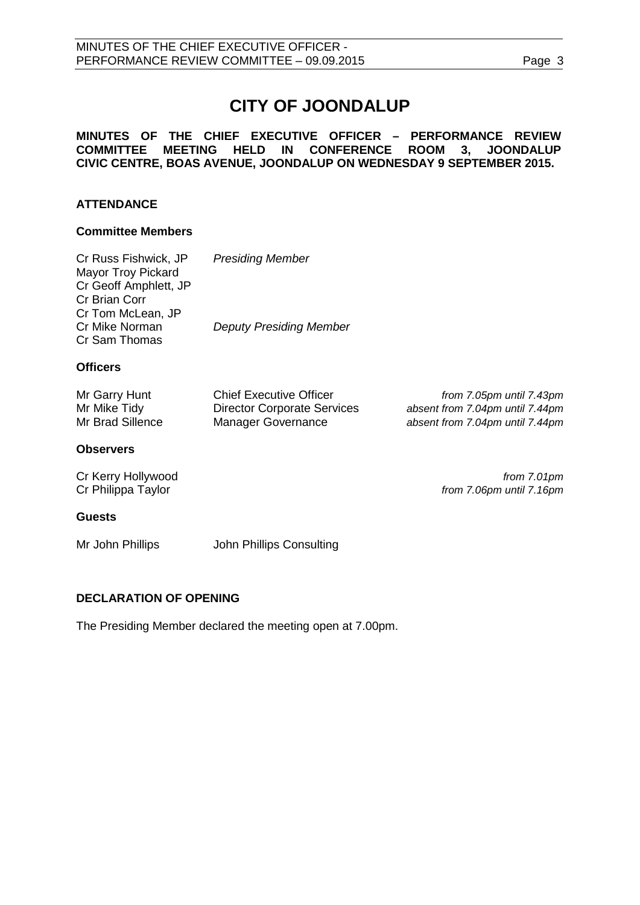# CITY OF JOONDALUP

**MINUTES OF THE CHIEF EXECUTIVE OFFICER – PERFORMANCE REVIEW COMMITTEE MEETING HELD IN CONFERENCE ROOM 3, JOONDALUP CIVIC CENTRE, BOAS AVENUE, JOONDALUP ON WEDNESDAY 9 SEPTEMBER 2015.**

## ATTENDANCE

### Committee Members

| | |
|---|---|
| Cr Russ Fishwick, JP | *Presiding Member* |
| Mayor Troy Pickard | |
| Cr Geoff Amphlett, JP | |
| Cr Brian Corr | |
| Cr Tom McLean, JP | |
| Cr Mike Norman | *Deputy Presiding Member* |
| Cr Sam Thomas | |

### Officers

| | | |
|---|---|---|
| Mr Garry Hunt | Chief Executive Officer | *from 7.05pm until 7.43pm* |
| Mr Mike Tidy | Director Corporate Services | *absent from 7.04pm until 7.44pm* |
| Mr Brad Sillence | Manager Governance | *absent from 7.04pm until 7.44pm* |

### Observers

| | |
|---|---|
| Cr Kerry Hollywood | *from 7.01pm* |
| Cr Philippa Taylor | *from 7.06pm until 7.16pm* |

### Guests

| | |
|---|---|
| Mr John Phillips | John Phillips Consulting |

## DECLARATION OF OPENING

The Presiding Member declared the meeting open at 7.00pm.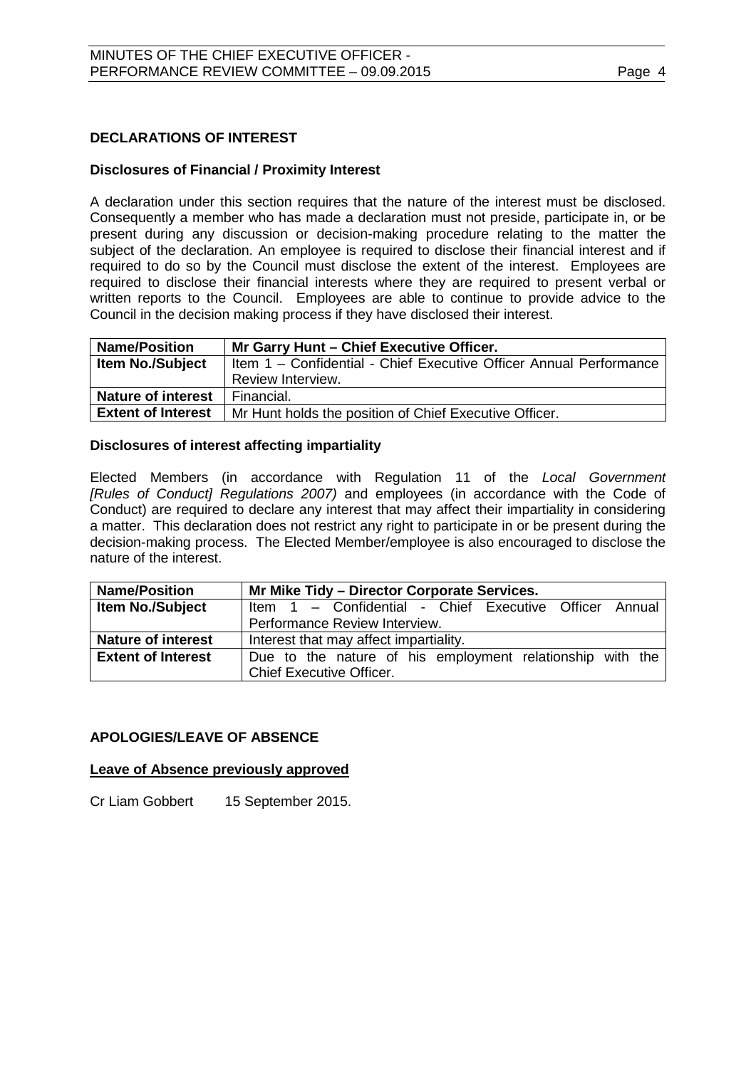**DECLARATIONS OF INTEREST**

**Disclosures of Financial / Proximity Interest**

A declaration under this section requires that the nature of the interest must be disclosed. Consequently a member who has made a declaration must not preside, participate in, or be present during any discussion or decision-making procedure relating to the matter the subject of the declaration. An employee is required to disclose their financial interest and if required to do so by the Council must disclose the extent of the interest. Employees are required to disclose their financial interests where they are required to present verbal or written reports to the Council. Employees are able to continue to provide advice to the Council in the decision making process if they have disclosed their interest.

| **Name/Position** | **Mr Garry Hunt – Chief Executive Officer.** |
|---|---|
| **Item No./Subject** | Item 1 – Confidential - Chief Executive Officer Annual Performance Review Interview. |
| **Nature of interest** | Financial. |
| **Extent of Interest** | Mr Hunt holds the position of Chief Executive Officer. |

**Disclosures of interest affecting impartiality**

Elected Members (in accordance with Regulation 11 of the *Local Government [Rules of Conduct] Regulations 2007)* and employees (in accordance with the Code of Conduct) are required to declare any interest that may affect their impartiality in considering a matter. This declaration does not restrict any right to participate in or be present during the decision-making process. The Elected Member/employee is also encouraged to disclose the nature of the interest.

| **Name/Position** | **Mr Mike Tidy – Director Corporate Services.** |
|---|---|
| **Item No./Subject** | Item 1 – Confidential - Chief Executive Officer Annual Performance Review Interview. |
| **Nature of interest** | Interest that may affect impartiality. |
| **Extent of Interest** | Due to the nature of his employment relationship with the Chief Executive Officer. |

**APOLOGIES/LEAVE OF ABSENCE**

**Leave of Absence previously approved**

Cr Liam Gobbert 15 September 2015.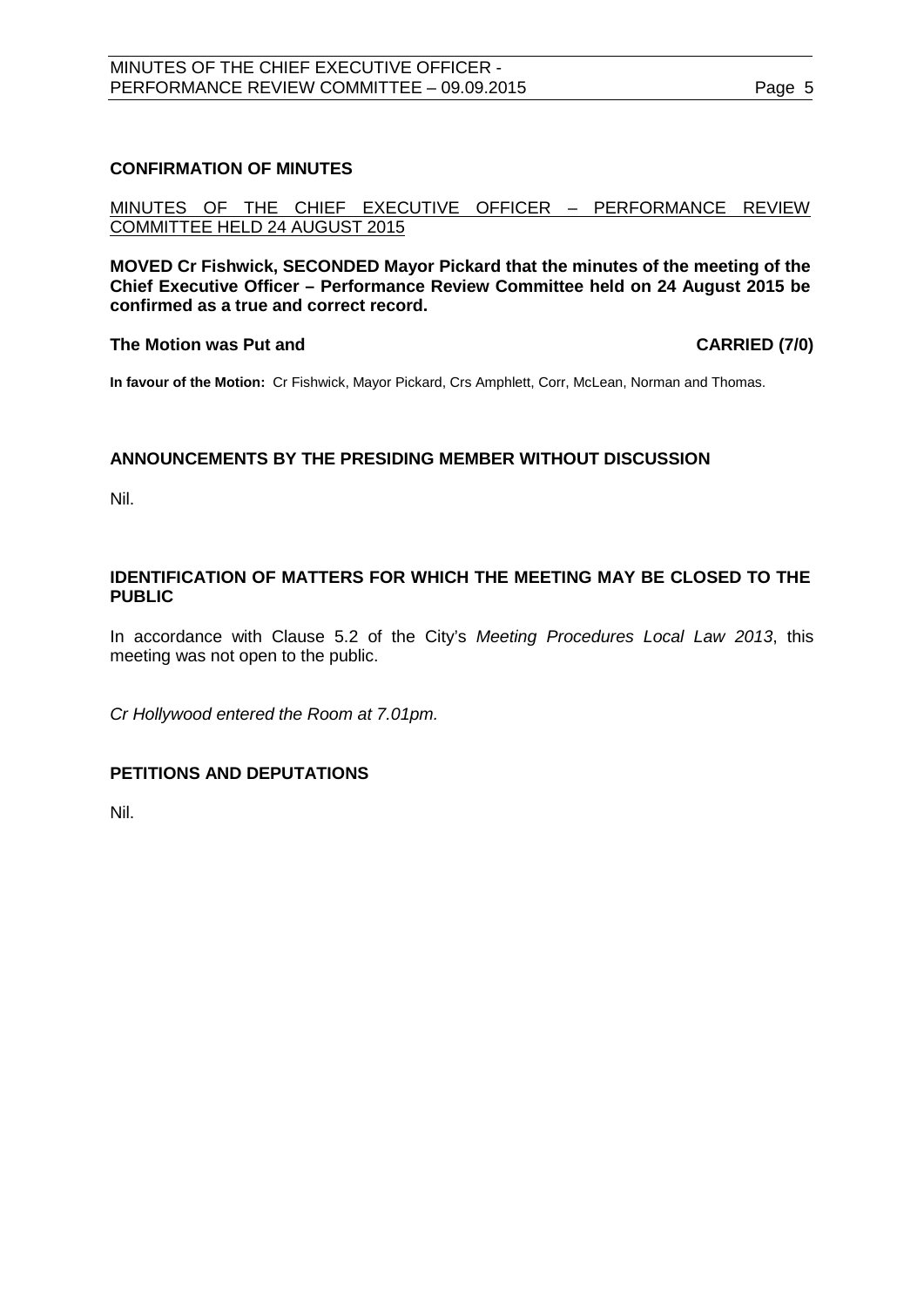## CONFIRMATION OF MINUTES

MINUTES OF THE CHIEF EXECUTIVE OFFICER – PERFORMANCE REVIEW COMMITTEE HELD 24 AUGUST 2015

**MOVED Cr Fishwick, SECONDED Mayor Pickard that the minutes of the meeting of the Chief Executive Officer – Performance Review Committee held on 24 August 2015 be confirmed as a true and correct record.**

**The Motion was Put and CARRIED (7/0)**

**In favour of the Motion:** Cr Fishwick, Mayor Pickard, Crs Amphlett, Corr, McLean, Norman and Thomas.

## ANNOUNCEMENTS BY THE PRESIDING MEMBER WITHOUT DISCUSSION

Nil.

## IDENTIFICATION OF MATTERS FOR WHICH THE MEETING MAY BE CLOSED TO THE PUBLIC

In accordance with Clause 5.2 of the City's *Meeting Procedures Local Law 2013*, this meeting was not open to the public.

*Cr Hollywood entered the Room at 7.01pm.*

## PETITIONS AND DEPUTATIONS

Nil.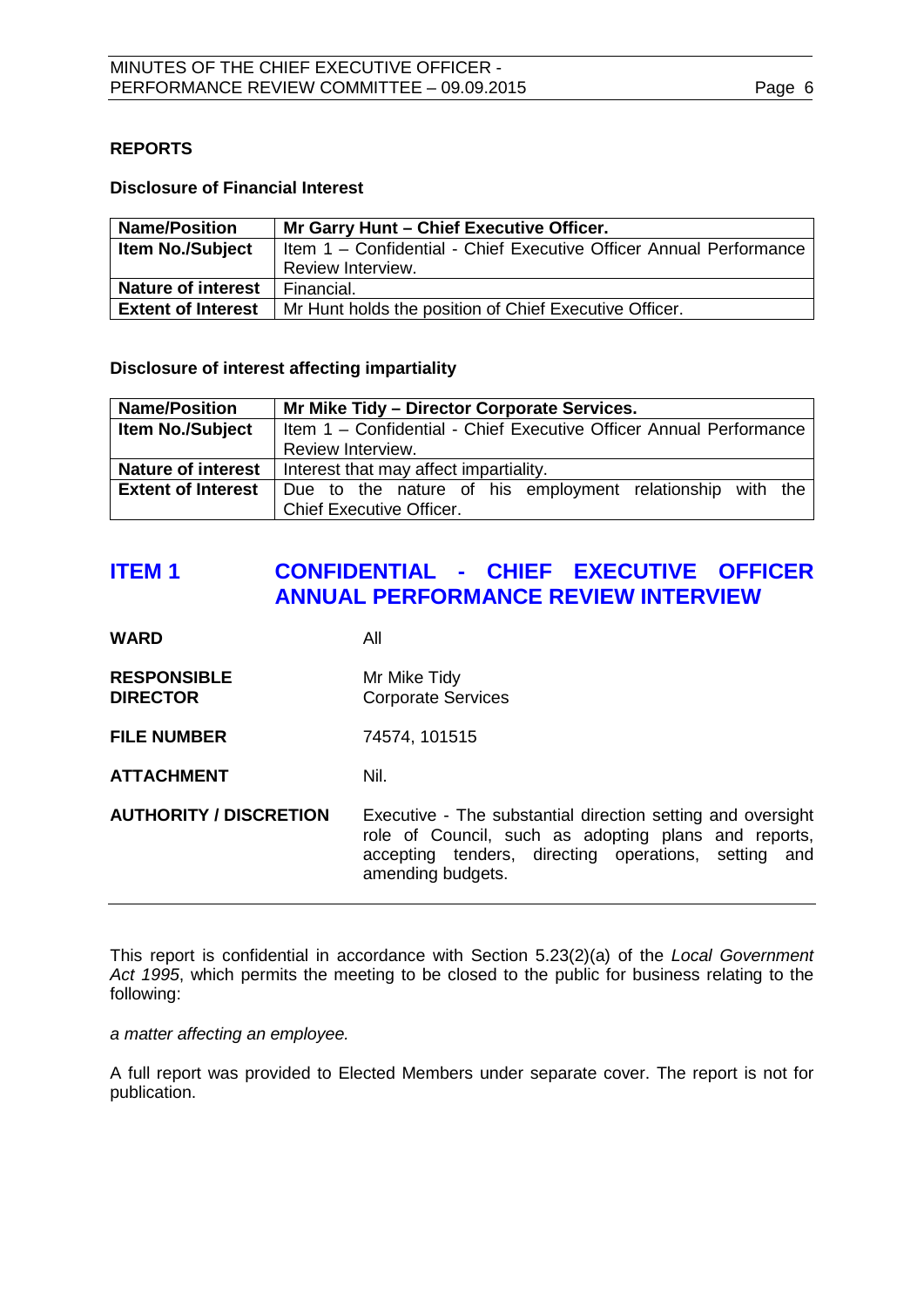## REPORTS

**Disclosure of Financial Interest**

| **Name/Position** | **Mr Garry Hunt – Chief Executive Officer.** |
|---|---|
| **Item No./Subject** | Item 1 – Confidential - Chief Executive Officer Annual Performance Review Interview. |
| **Nature of interest** | Financial. |
| **Extent of Interest** | Mr Hunt holds the position of Chief Executive Officer. |

**Disclosure of interest affecting impartiality**

| **Name/Position** | **Mr Mike Tidy – Director Corporate Services.** |
|---|---|
| **Item No./Subject** | Item 1 – Confidential - Chief Executive Officer Annual Performance Review Interview. |
| **Nature of interest** | Interest that may affect impartiality. |
| **Extent of Interest** | Due to the nature of his employment relationship with the Chief Executive Officer. |

# ITEM 1 CONFIDENTIAL - CHIEF EXECUTIVE OFFICER ANNUAL PERFORMANCE REVIEW INTERVIEW

**WARD** All

**RESPONSIBLE DIRECTOR** Mr Mike Tidy
Corporate Services

**FILE NUMBER** 74574, 101515

**ATTACHMENT** Nil.

**AUTHORITY / DISCRETION** Executive - The substantial direction setting and oversight role of Council, such as adopting plans and reports, accepting tenders, directing operations, setting and amending budgets.

---

This report is confidential in accordance with Section 5.23(2)(a) of the *Local Government Act 1995*, which permits the meeting to be closed to the public for business relating to the following:

*a matter affecting an employee.*

A full report was provided to Elected Members under separate cover. The report is not for publication.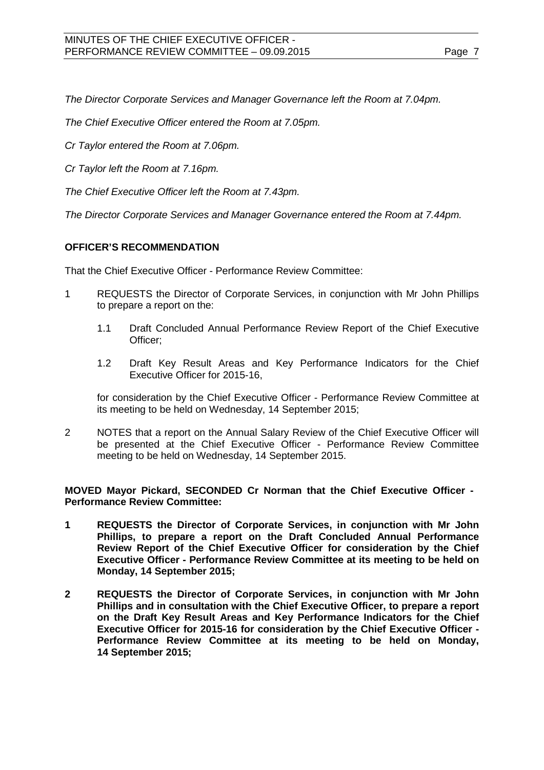*The Director Corporate Services and Manager Governance left the Room at 7.04pm.*

*The Chief Executive Officer entered the Room at 7.05pm.*

*Cr Taylor entered the Room at 7.06pm.*

*Cr Taylor left the Room at 7.16pm.*

*The Chief Executive Officer left the Room at 7.43pm.*

*The Director Corporate Services and Manager Governance entered the Room at 7.44pm.*

**OFFICER'S RECOMMENDATION**

That the Chief Executive Officer - Performance Review Committee:

1 REQUESTS the Director of Corporate Services, in conjunction with Mr John Phillips to prepare a report on the:

   1.1 Draft Concluded Annual Performance Review Report of the Chief Executive Officer;

   1.2 Draft Key Result Areas and Key Performance Indicators for the Chief Executive Officer for 2015-16,

   for consideration by the Chief Executive Officer - Performance Review Committee at its meeting to be held on Wednesday, 14 September 2015;

2 NOTES that a report on the Annual Salary Review of the Chief Executive Officer will be presented at the Chief Executive Officer - Performance Review Committee meeting to be held on Wednesday, 14 September 2015.

**MOVED Mayor Pickard, SECONDED Cr Norman that the Chief Executive Officer - Performance Review Committee:**

**1 REQUESTS the Director of Corporate Services, in conjunction with Mr John Phillips, to prepare a report on the Draft Concluded Annual Performance Review Report of the Chief Executive Officer for consideration by the Chief Executive Officer - Performance Review Committee at its meeting to be held on Monday, 14 September 2015;**

**2 REQUESTS the Director of Corporate Services, in conjunction with Mr John Phillips and in consultation with the Chief Executive Officer, to prepare a report on the Draft Key Result Areas and Key Performance Indicators for the Chief Executive Officer for 2015-16 for consideration by the Chief Executive Officer - Performance Review Committee at its meeting to be held on Monday, 14 September 2015;**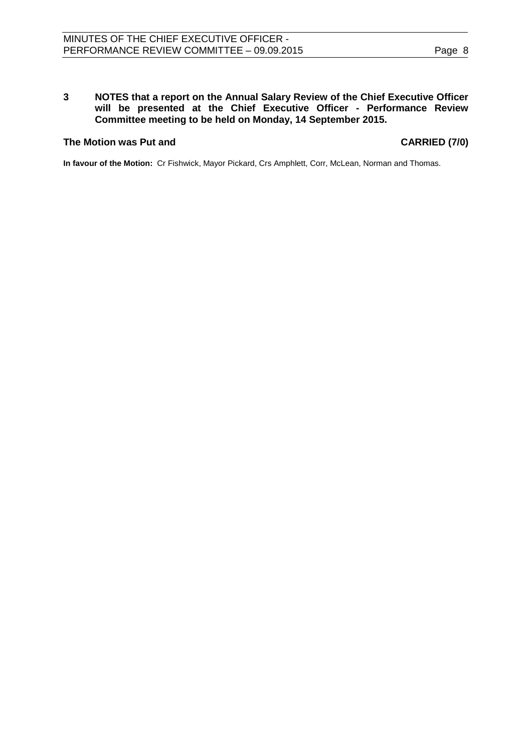**3 NOTES that a report on the Annual Salary Review of the Chief Executive Officer will be presented at the Chief Executive Officer - Performance Review Committee meeting to be held on Monday, 14 September 2015.**

**The Motion was Put and CARRIED (7/0)**

**In favour of the Motion:** Cr Fishwick, Mayor Pickard, Crs Amphlett, Corr, McLean, Norman and Thomas.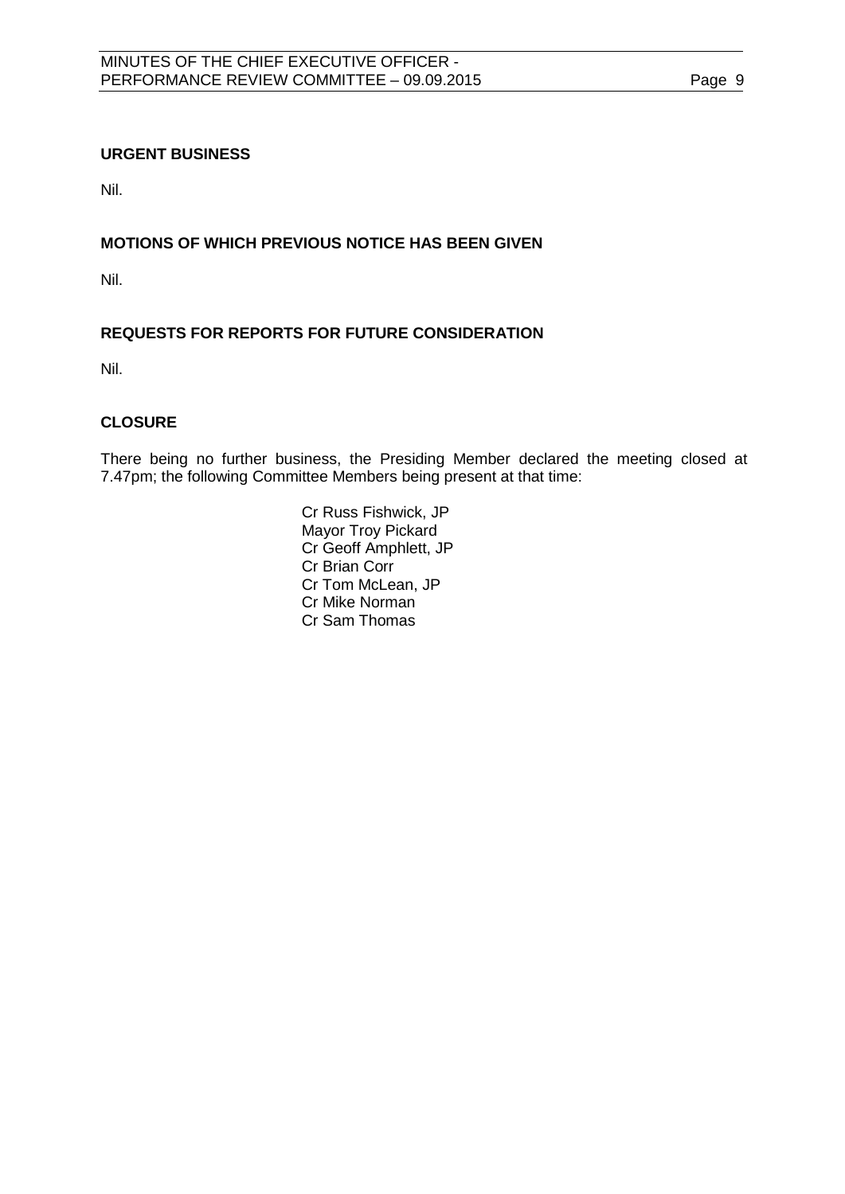## URGENT BUSINESS

Nil.

## MOTIONS OF WHICH PREVIOUS NOTICE HAS BEEN GIVEN

Nil.

## REQUESTS FOR REPORTS FOR FUTURE CONSIDERATION

Nil.

## CLOSURE

There being no further business, the Presiding Member declared the meeting closed at 7.47pm; the following Committee Members being present at that time:

Cr Russ Fishwick, JP  
Mayor Troy Pickard  
Cr Geoff Amphlett, JP  
Cr Brian Corr  
Cr Tom McLean, JP  
Cr Mike Norman  
Cr Sam Thomas